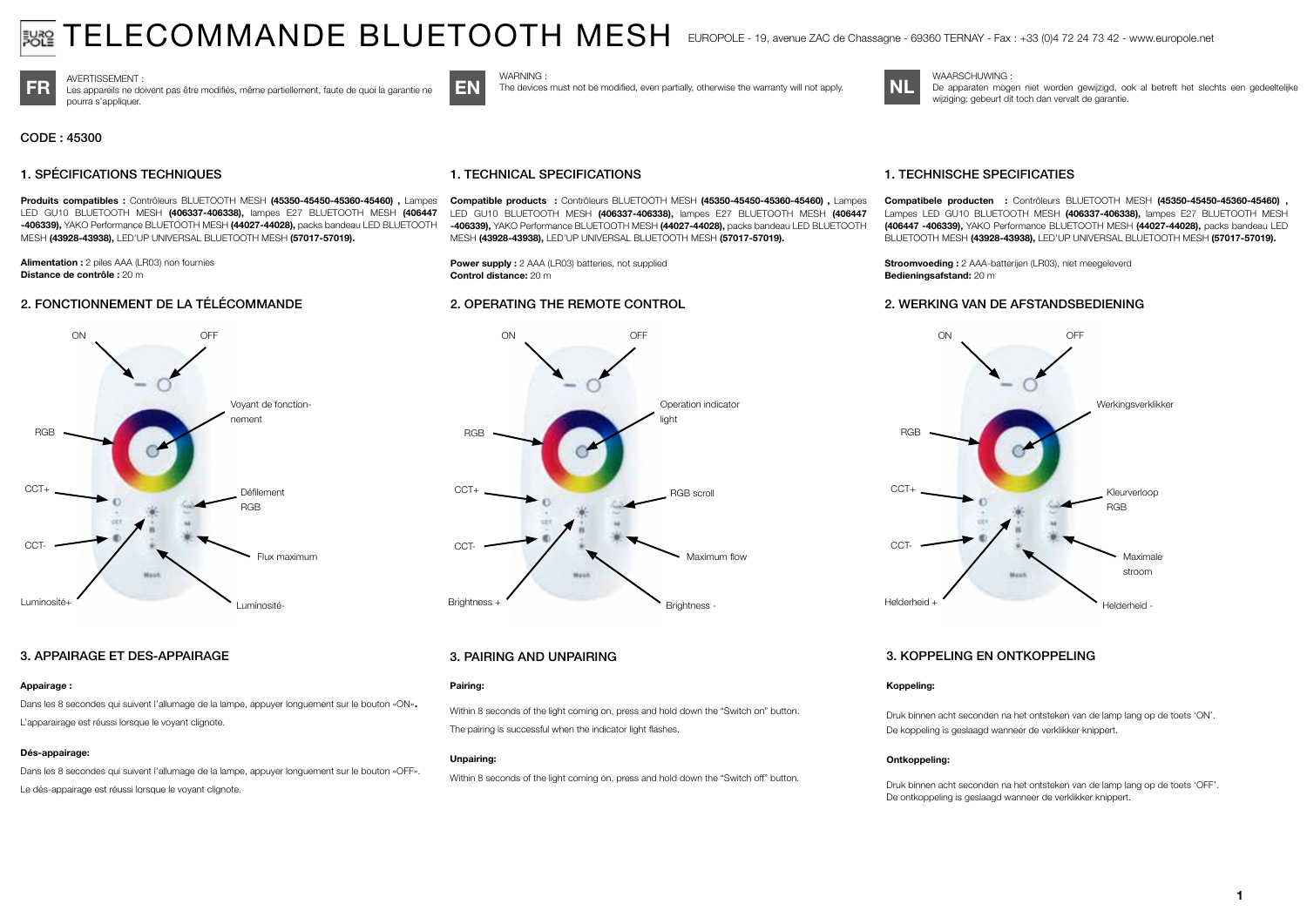# TELECOMMANDE BLUETOOTH MESH

EUROPOLE - 19, avenue ZAC de Chassagne - 69360 TERNAY - Fax : +33 (0)4 72 24 73 42 - www.europole.net

**FR**

AVERTISSEMENT :
Les appareils ne doivent pas être modifiés, même partiellement, faute de quoi la garantie ne pourra s'appliquer.

CODE : 45300

## 1. SPÉCIFICATIONS TECHNIQUES

**Produits compatibles :** Contrôleurs BLUETOOTH MESH **(45350-45450-45360-45460) ,** Lampes LED GU10 BLUETOOTH MESH **(406337-406338),** lampes E27 BLUETOOTH MESH **(406447 -406339),** YAKO Performance BLUETOOTH MESH **(44027-44028),** packs bandeau LED BLUETOOTH MESH **(43928-43938),** LED'UP UNIVERSAL BLUETOOTH MESH **(57017-57019).**

**Alimentation :** 2 piles AAA (LR03) non fournies
**Distance de contrôle :** 20 m

## 2. FONCTIONNEMENT DE LA TÉLÉCOMMANDE

ON, OFF, Voyant de fonctionnement, RGB, CCT+, Défilement RGB, CCT-, Flux maximum, Luminosité+, Luminosité-

## 3. APPAIRAGE ET DES-APPAIRAGE

**Appairage :**

Dans les 8 secondes qui suivent l'allumage de la lampe, appuyer longuement sur le bouton «ON»**.**

L'apparairage est réussi lorsque le voyant clignote.

**Dés-appairage:**

Dans les 8 secondes qui suivent l'allumage de la lampe, appuyer longuement sur le bouton «OFF».

Le dés-appairage est réussi lorsque le voyant clignote.

**EN**

WARNING :
The devices must not be modified, even partially, otherwise the warranty will not apply.

## 1. TECHNICAL SPECIFICATIONS

**Compatible products :** Contrôleurs BLUETOOTH MESH **(45350-45450-45360-45460) ,** Lampes LED GU10 BLUETOOTH MESH **(406337-406338),** lampes E27 BLUETOOTH MESH **(406447 -406339),** YAKO Performance BLUETOOTH MESH **(44027-44028),** packs bandeau LED BLUETOOTH MESH **(43928-43938),** LED'UP UNIVERSAL BLUETOOTH MESH **(57017-57019).**

**Power supply :** 2 AAA (LR03) batteries, not supplied
**Control distance:** 20 m

## 2. OPERATING THE REMOTE CONTROL

ON, OFF, Operation indicator light, RGB, CCT+, RGB scroll, CCT-, Maximum flow, Brightness +, Brightness -

## 3. PAIRING AND UNPAIRING

**Pairing:**

Within 8 seconds of the light coming on, press and hold down the "Switch on" button.

The pairing is successful when the indicator light flashes.

**Unpairing:**

Within 8 seconds of the light coming on, press and hold down the "Switch off" button.

**NL**

WAARSCHUWING :
De apparaten mogen niet worden gewijzigd, ook al betreft het slechts een gedeeltelijke wijziging: gebeurt dit toch dan vervalt de garantie.

## 1. TECHNISCHE SPECIFICATIES

**Compatibele producten :** Contrôleurs BLUETOOTH MESH **(45350-45450-45360-45460) ,** Lampes LED GU10 BLUETOOTH MESH **(406337-406338),** lampes E27 BLUETOOTH MESH **(406447 -406339),** YAKO Performance BLUETOOTH MESH **(44027-44028),** packs bandeau LED BLUETOOTH MESH **(43928-43938),** LED'UP UNIVERSAL BLUETOOTH MESH **(57017-57019).**

**Stroomvoeding :** 2 AAA-batterijen (LR03), niet meegeleverd
**Bedieningsafstand:** 20 m

## 2. WERKING VAN DE AFSTANDSBEDIENING

ON, OFF, Werkingsverklikker, RGB, CCT+, Kleurverloop RGB, CCT-, Maximale stroom, Helderheid +, Helderheid -

## 3. KOPPELING EN ONTKOPPELING

**Koppeling:**

Druk binnen acht seconden na het ontsteken van de lamp lang op de toets 'ON'.
De koppeling is geslaagd wanneer de verklikker knippert.

**Ontkoppeling:**

Druk binnen acht seconden na het ontsteken van de lamp lang op de toets 'OFF'.
De ontkoppeling is geslaagd wanneer de verklikker knippert.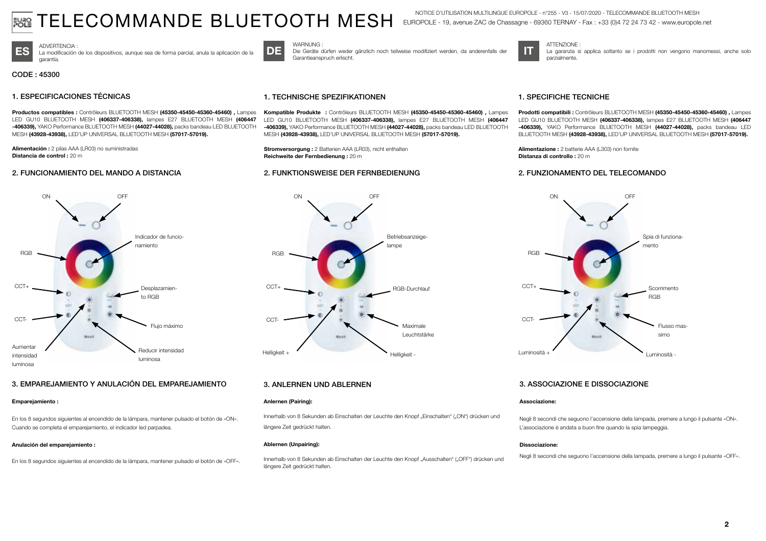# TELECOMMANDE BLUETOOTH MESH

NOTICE D'UTILISATION MULTILINGUE EUROPOLE - n°255 - V3 - 15/07/2020 - TELECOMMANDE BLUETOOTH MESH
EUROPOLE - 19, avenue ZAC de Chassagne - 69360 TERNAY - Fax : +33 (0)4 72 24 73 42 - www.europole.net

## ES

ADVERTENCIA :
La modificación de los dispositivos, aunque sea de forma parcial, anula la aplicación de la garantía.

**CODE : 45300**

### 1. ESPECIFICACIONES TÉCNICAS

**Productos compatibles :** Contrôleurs BLUETOOTH MESH **(45350-45450-45360-45460)** , Lampes LED GU10 BLUETOOTH MESH **(406337-406338),** lampes E27 BLUETOOTH MESH **(406447 -406339),** YAKO Performance BLUETOOTH MESH **(44027-44028),** packs bandeau LED BLUETOOTH MESH **(43928-43938),** LED'UP UNIVERSAL BLUETOOTH MESH **(57017-57019).**

**Alimentación :** 2 pilas AAA (LR03) no suministradas
**Distancia de control :** 20 m

### 2. FUNCIONAMIENTO DEL MANDO A DISTANCIA

ON
OFF
Indicador de funcionamiento
RGB
CCT+
Desplazamiento RGB
CCT-
Flujo máximo
Aumentar intensidad luminosa
Reducir intensidad luminosa

### 3. EMPAREJAMIENTO Y ANULACIÓN DEL EMPAREJAMIENTO

**Emparejamiento :**

En los 8 segundos siguientes al encendido de la lámpara, mantener pulsado el botón de «ON». Cuando se completa el emparejamiento, el indicador led parpadea.

**Anulación del emparejamiento :**

En los 8 segundos siguientes al encendido de la lámpara, mantener pulsado el botón de «OFF».

## DE

WARNUNG :
Die Geräte dürfen weder gänzlich noch teilweise modifiziert werden, da anderenfalls der Garantieanspruch erlischt.

### 1. TECHNISCHE SPEZIFIKATIONEN

**Kompatible Produkte :** Contrôleurs BLUETOOTH MESH **(45350-45450-45360-45460)** , Lampes LED GU10 BLUETOOTH MESH **(406337-406338),** lampes E27 BLUETOOTH MESH **(406447 -406339),** YAKO Performance BLUETOOTH MESH **(44027-44028),** packs bandeau LED BLUETOOTH MESH **(43928-43938),** LED'UP UNIVERSAL BLUETOOTH MESH **(57017-57019).**

**Stromversorgung :** 2 Batterien AAA (LR03), nicht enthalten
**Reichweite der Fernbedienung :** 20 m

### 2. FUNKTIONSWEISE DER FERNBEDIENUNG

ON
OFF
Betriebsanzeigelampe
RGB
CCT+
RGB-Durchlauf
CCT-
Maximale Leuchtstärke
Helligkeit +
Helligkeit -

### 3. ANLERNEN UND ABLERNEN

**Anlernen (Pairing):**

Innerhalb von 8 Sekunden ab Einschalten der Leuchte den Knopf „Einschalten" („ON") drücken und längere Zeit gedrückt halten.

**Ablernen (Unpairing):**

Innerhalb von 8 Sekunden ab Einschalten der Leuchte den Knopf „Ausschalten" („OFF") drücken und längere Zeit gedrückt halten.

## IT

ATTENZIONE :
La garanzia si applica soltanto se i prodotti non vengono manomessi, anche solo parzialmente.

### 1. SPECIFICHE TECNICHE

**Prodotti compatibili :** Contrôleurs BLUETOOTH MESH **(45350-45450-45360-45460)** , Lampes LED GU10 BLUETOOTH MESH **(406337-406338),** lampes E27 BLUETOOTH MESH **(406447 -406339),** YAKO Performance BLUETOOTH MESH **(44027-44028),** packs bandeau LED BLUETOOTH MESH **(43928-43938),** LED'UP UNIVERSAL BLUETOOTH MESH **(57017-57019).**

**Alimentazione :** 2 batterie AAA (L303) non fornite
**Distanza di controllo :** 20 m

### 2. FUNZIONAMENTO DEL TELECOMANDO

ON
OFF
Spia di funzionamento
RGB
CCT+
Scorrimento RGB
CCT-
Flusso massimo
Luminosità +
Luminosità -

### 3. ASSOCIAZIONE E DISSOCIAZIONE

**Associazione:**

Negli 8 secondi che seguono l'accensione della lampada, premere a lungo il pulsante «ON». L'associazione è andata a buon fine quando la spia lampeggia.

**Dissociazione:**

Negli 8 secondi che seguono l'accensione della lampada, premere a lungo il pulsante «OFF».